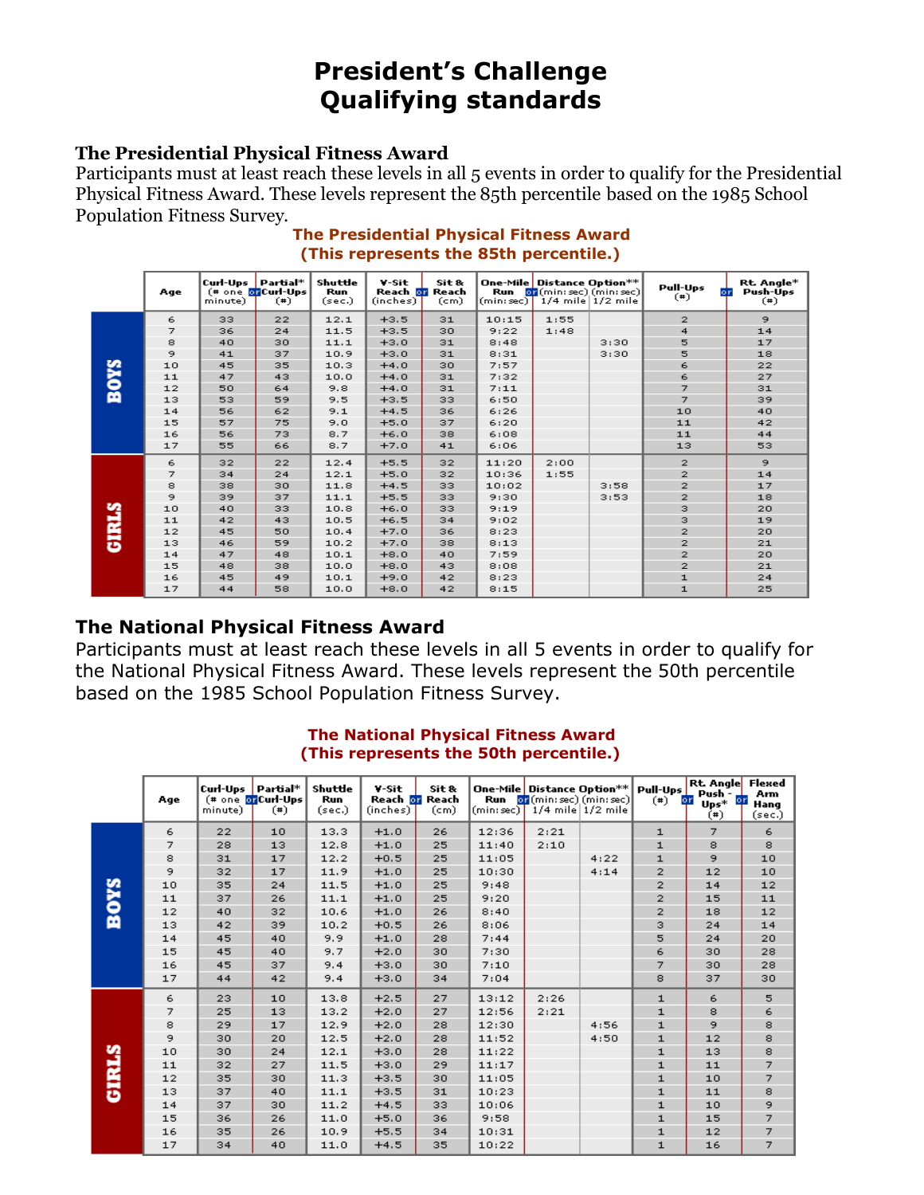# President's Challenge
# Qualifying standards

## The Presidential Physical Fitness Award

Participants must at least reach these levels in all 5 events in order to qualify for the Presidential Physical Fitness Award. These levels represent the 85th percentile based on the 1985 School Population Fitness Survey.

**The Presidential Physical Fitness Award**
**(This represents the 85th percentile.)**

| | Age | Curl-Ups (# one minute) | or | Partial* Curl-Ups (#) | Shuttle Run (sec.) | V-Sit Reach (inches) | or | Sit & Reach (cm) | One-Mile Run (min:sec) | or | Distance Option** (min:sec) 1/4 mile | Distance Option** (min:sec) 1/2 mile | Pull-Ups (#) | or | Rt. Angle* Push-Ups (#) |
|---|---|---|---|---|---|---|---|---|---|---|---|---|---|---|---|
| BOYS | 6 | 33 | | 22 | 12.1 | +3.5 | | 31 | 10:15 | | 1:55 | | 2 | | 9 |
| | 7 | 36 | | 24 | 11.5 | +3.5 | | 30 | 9:22 | | 1:48 | | 4 | | 14 |
| | 8 | 40 | | 30 | 11.1 | +3.0 | | 31 | 8:48 | | | 3:30 | 5 | | 17 |
| | 9 | 41 | | 37 | 10.9 | +3.0 | | 31 | 8:31 | | | 3:30 | 5 | | 18 |
| | 10 | 45 | | 35 | 10.3 | +4.0 | | 30 | 7:57 | | | | 6 | | 22 |
| | 11 | 47 | | 43 | 10.0 | +4.0 | | 31 | 7:32 | | | | 6 | | 27 |
| | 12 | 50 | | 64 | 9.8 | +4.0 | | 31 | 7:11 | | | | 7 | | 31 |
| | 13 | 53 | | 59 | 9.5 | +3.5 | | 33 | 6:50 | | | | 7 | | 39 |
| | 14 | 56 | | 62 | 9.1 | +4.5 | | 36 | 6:26 | | | | 10 | | 40 |
| | 15 | 57 | | 75 | 9.0 | +5.0 | | 37 | 6:20 | | | | 11 | | 42 |
| | 16 | 56 | | 73 | 8.7 | +6.0 | | 38 | 6:08 | | | | 11 | | 44 |
| | 17 | 55 | | 66 | 8.7 | +7.0 | | 41 | 6:06 | | | | 13 | | 53 |
| GIRLS | 6 | 32 | | 22 | 12.4 | +5.5 | | 32 | 11:20 | | 2:00 | | 2 | | 9 |
| | 7 | 34 | | 24 | 12.1 | +5.0 | | 32 | 10:36 | | 1:55 | | 2 | | 14 |
| | 8 | 38 | | 30 | 11.8 | +4.5 | | 33 | 10:02 | | | 3:58 | 2 | | 17 |
| | 9 | 39 | | 37 | 11.1 | +5.5 | | 33 | 9:30 | | | 3:53 | 2 | | 18 |
| | 10 | 40 | | 33 | 10.8 | +6.0 | | 33 | 9:19 | | | | 3 | | 20 |
| | 11 | 42 | | 43 | 10.5 | +6.5 | | 34 | 9:02 | | | | 3 | | 19 |
| | 12 | 45 | | 50 | 10.4 | +7.0 | | 36 | 8:23 | | | | 2 | | 20 |
| | 13 | 46 | | 59 | 10.2 | +7.0 | | 38 | 8:13 | | | | 2 | | 21 |
| | 14 | 47 | | 48 | 10.1 | +8.0 | | 40 | 7:59 | | | | 2 | | 20 |
| | 15 | 48 | | 38 | 10.0 | +8.0 | | 43 | 8:08 | | | | 2 | | 21 |
| | 16 | 45 | | 49 | 10.1 | +9.0 | | 42 | 8:23 | | | | 1 | | 24 |
| | 17 | 44 | | 58 | 10.0 | +8.0 | | 42 | 8:15 | | | | 1 | | 25 |

## The National Physical Fitness Award

Participants must at least reach these levels in all 5 events in order to qualify for the National Physical Fitness Award. These levels represent the 50th percentile based on the 1985 School Population Fitness Survey.

**The National Physical Fitness Award**
**(This represents the 50th percentile.)**

| | Age | Curl-Ups (# one minute) | or | Partial* Curl-Ups (#) | Shuttle Run (sec.) | V-Sit Reach (inches) | or | Sit & Reach (cm) | One-Mile Run (min:sec) | or | Distance Option** (min:sec) 1/4 mile | Distance Option** (min:sec) 1/2 mile | Pull-Ups (#) | or | Rt. Angle Push-Ups* (#) | or | Flexed Arm Hang (sec.) |
|---|---|---|---|---|---|---|---|---|---|---|---|---|---|---|---|---|---|
| BOYS | 6 | 22 | | 10 | 13.3 | +1.0 | | 26 | 12:36 | | 2:21 | | 1 | | 7 | | 6 |
| | 7 | 28 | | 13 | 12.8 | +1.0 | | 25 | 11:40 | | 2:10 | | 1 | | 8 | | 8 |
| | 8 | 31 | | 17 | 12.2 | +0.5 | | 25 | 11:05 | | | 4:22 | 1 | | 9 | | 10 |
| | 9 | 32 | | 17 | 11.9 | +1.0 | | 25 | 10:30 | | | 4:14 | 2 | | 12 | | 10 |
| | 10 | 35 | | 24 | 11.5 | +1.0 | | 25 | 9:48 | | | | 2 | | 14 | | 12 |
| | 11 | 37 | | 26 | 11.1 | +1.0 | | 25 | 9:20 | | | | 2 | | 15 | | 11 |
| | 12 | 40 | | 32 | 10.6 | +1.0 | | 26 | 8:40 | | | | 2 | | 18 | | 12 |
| | 13 | 42 | | 39 | 10.2 | +0.5 | | 26 | 8:06 | | | | 3 | | 24 | | 14 |
| | 14 | 45 | | 40 | 9.9 | +1.0 | | 28 | 7:44 | | | | 5 | | 24 | | 20 |
| | 15 | 45 | | 40 | 9.7 | +2.0 | | 30 | 7:30 | | | | 6 | | 30 | | 28 |
| | 16 | 45 | | 37 | 9.4 | +3.0 | | 30 | 7:10 | | | | 7 | | 30 | | 28 |
| | 17 | 44 | | 42 | 9.4 | +3.0 | | 34 | 7:04 | | | | 8 | | 37 | | 30 |
| GIRLS | 6 | 23 | | 10 | 13.8 | +2.5 | | 27 | 13:12 | | 2:26 | | 1 | | 6 | | 5 |
| | 7 | 25 | | 13 | 13.2 | +2.0 | | 27 | 12:56 | | 2:21 | | 1 | | 8 | | 6 |
| | 8 | 29 | | 17 | 12.9 | +2.0 | | 28 | 12:30 | | | 4:56 | 1 | | 9 | | 8 |
| | 9 | 30 | | 20 | 12.5 | +2.0 | | 28 | 11:52 | | | 4:50 | 1 | | 12 | | 8 |
| | 10 | 30 | | 24 | 12.1 | +3.0 | | 28 | 11:22 | | | | 1 | | 13 | | 8 |
| | 11 | 32 | | 27 | 11.5 | +3.0 | | 29 | 11:17 | | | | 1 | | 11 | | 7 |
| | 12 | 35 | | 30 | 11.3 | +3.5 | | 30 | 11:05 | | | | 1 | | 10 | | 7 |
| | 13 | 37 | | 40 | 11.1 | +3.5 | | 31 | 10:23 | | | | 1 | | 11 | | 8 |
| | 14 | 37 | | 30 | 11.2 | +4.5 | | 33 | 10:06 | | | | 1 | | 10 | | 9 |
| | 15 | 36 | | 26 | 11.0 | +5.0 | | 36 | 9:58 | | | | 1 | | 15 | | 7 |
| | 16 | 35 | | 26 | 10.9 | +5.5 | | 34 | 10:31 | | | | 1 | | 12 | | 7 |
| | 17 | 34 | | 40 | 11.0 | +4.5 | | 35 | 10:22 | | | | 1 | | 16 | | 7 |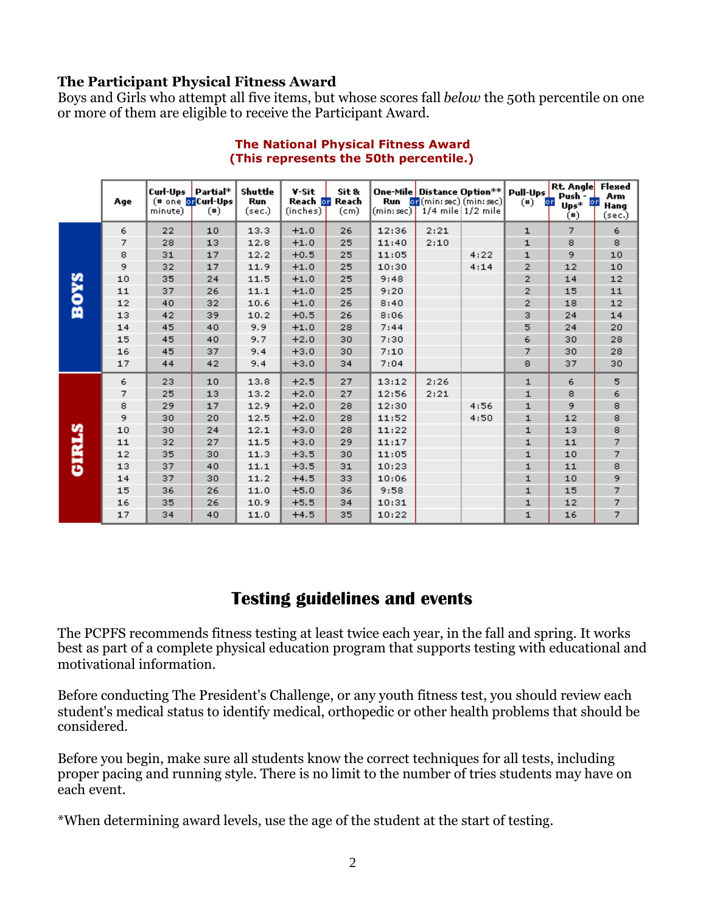### The Participant Physical Fitness Award

Boys and Girls who attempt all five items, but whose scores fall *below* the 50th percentile on one or more of them are eligible to receive the Participant Award.

**The National Physical Fitness Award**
**(This represents the 50th percentile.)**

| | Age | Curl-Ups (# one minute) | or Partial* Curl-Ups (#) | Shuttle Run (sec.) | V-Sit Reach (inches) | or Sit & Reach (cm) | One-Mile Run (min:sec) | or Distance Option** (min:sec) 1/4 mile | Distance Option** (min:sec) 1/2 mile | Pull-Ups (#) | or Rt. Angle Push-Ups* (#) | or Flexed Arm Hang (sec.) |
|---|---|---|---|---|---|---|---|---|---|---|---|---|
| BOYS | 6 | 22 | 10 | 13.3 | +1.0 | 26 | 12:36 | 2:21 | | 1 | 7 | 6 |
| | 7 | 28 | 13 | 12.8 | +1.0 | 25 | 11:40 | 2:10 | | 1 | 8 | 8 |
| | 8 | 31 | 17 | 12.2 | +0.5 | 25 | 11:05 | | 4:22 | 1 | 9 | 10 |
| | 9 | 32 | 17 | 11.9 | +1.0 | 25 | 10:30 | | 4:14 | 2 | 12 | 10 |
| | 10 | 35 | 24 | 11.5 | +1.0 | 25 | 9:48 | | | 2 | 14 | 12 |
| | 11 | 37 | 26 | 11.1 | +1.0 | 25 | 9:20 | | | 2 | 15 | 11 |
| | 12 | 40 | 32 | 10.6 | +1.0 | 26 | 8:40 | | | 2 | 18 | 12 |
| | 13 | 42 | 39 | 10.2 | +0.5 | 26 | 8:06 | | | 3 | 24 | 14 |
| | 14 | 45 | 40 | 9.9 | +1.0 | 28 | 7:44 | | | 5 | 24 | 20 |
| | 15 | 45 | 40 | 9.7 | +2.0 | 30 | 7:30 | | | 6 | 30 | 28 |
| | 16 | 45 | 37 | 9.4 | +3.0 | 30 | 7:10 | | | 7 | 30 | 28 |
| | 17 | 44 | 42 | 9.4 | +3.0 | 34 | 7:04 | | | 8 | 37 | 30 |
| GIRLS | 6 | 23 | 10 | 13.8 | +2.5 | 27 | 13:12 | 2:26 | | 1 | 6 | 5 |
| | 7 | 25 | 13 | 13.2 | +2.0 | 27 | 12:56 | 2:21 | | 1 | 8 | 6 |
| | 8 | 29 | 17 | 12.9 | +2.0 | 28 | 12:30 | | 4:56 | 1 | 9 | 8 |
| | 9 | 30 | 20 | 12.5 | +2.0 | 28 | 11:52 | | 4:50 | 1 | 12 | 8 |
| | 10 | 30 | 24 | 12.1 | +3.0 | 28 | 11:22 | | | 1 | 13 | 8 |
| | 11 | 32 | 27 | 11.5 | +3.0 | 29 | 11:17 | | | 1 | 11 | 7 |
| | 12 | 35 | 30 | 11.3 | +3.5 | 30 | 11:05 | | | 1 | 10 | 7 |
| | 13 | 37 | 40 | 11.1 | +3.5 | 31 | 10:23 | | | 1 | 11 | 8 |
| | 14 | 37 | 30 | 11.2 | +4.5 | 33 | 10:06 | | | 1 | 10 | 9 |
| | 15 | 36 | 26 | 11.0 | +5.0 | 36 | 9:58 | | | 1 | 15 | 7 |
| | 16 | 35 | 26 | 10.9 | +5.5 | 34 | 10:31 | | | 1 | 12 | 7 |
| | 17 | 34 | 40 | 11.0 | +4.5 | 35 | 10:22 | | | 1 | 16 | 7 |

## Testing guidelines and events

The PCPFS recommends fitness testing at least twice each year, in the fall and spring. It works best as part of a complete physical education program that supports testing with educational and motivational information.

Before conducting The President's Challenge, or any youth fitness test, you should review each student's medical status to identify medical, orthopedic or other health problems that should be considered.

Before you begin, make sure all students know the correct techniques for all tests, including proper pacing and running style. There is no limit to the number of tries students may have on each event.

*When determining award levels, use the age of the student at the start of testing.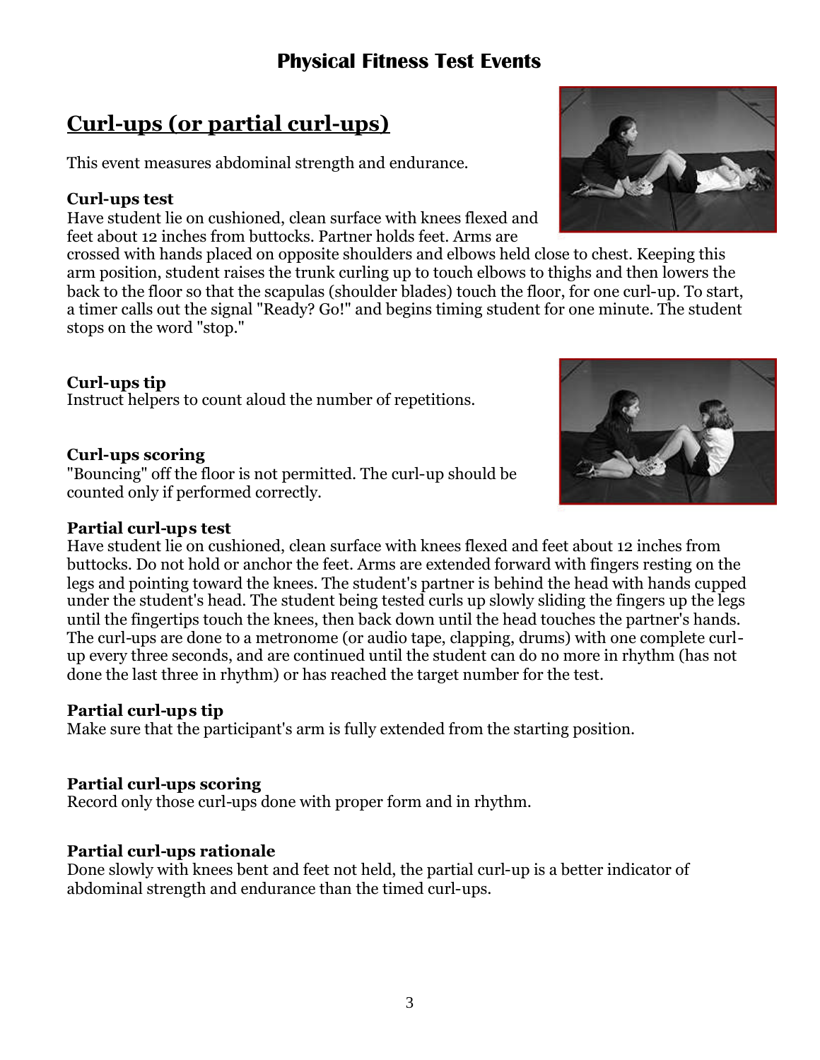# Physical Fitness Test Events

## Curl-ups (or partial curl-ups)

This event measures abdominal strength and endurance.

**Curl-ups test**
Have student lie on cushioned, clean surface with knees flexed and feet about 12 inches from buttocks. Partner holds feet. Arms are crossed with hands placed on opposite shoulders and elbows held close to chest. Keeping this arm position, student raises the trunk curling up to touch elbows to thighs and then lowers the back to the floor so that the scapulas (shoulder blades) touch the floor, for one curl-up. To start, a timer calls out the signal "Ready? Go!" and begins timing student for one minute. The student stops on the word "stop."

**Curl-ups tip**
Instruct helpers to count aloud the number of repetitions.

**Curl-ups scoring**
"Bouncing" off the floor is not permitted. The curl-up should be counted only if performed correctly.

**Partial curl-ups test**
Have student lie on cushioned, clean surface with knees flexed and feet about 12 inches from buttocks. Do not hold or anchor the feet. Arms are extended forward with fingers resting on the legs and pointing toward the knees. The student's partner is behind the head with hands cupped under the student's head. The student being tested curls up slowly sliding the fingers up the legs until the fingertips touch the knees, then back down until the head touches the partner's hands. The curl-ups are done to a metronome (or audio tape, clapping, drums) with one complete curl-up every three seconds, and are continued until the student can do no more in rhythm (has not done the last three in rhythm) or has reached the target number for the test.

**Partial curl-ups tip**
Make sure that the participant's arm is fully extended from the starting position.

**Partial curl-ups scoring**
Record only those curl-ups done with proper form and in rhythm.

**Partial curl-ups rationale**
Done slowly with knees bent and feet not held, the partial curl-up is a better indicator of abdominal strength and endurance than the timed curl-ups.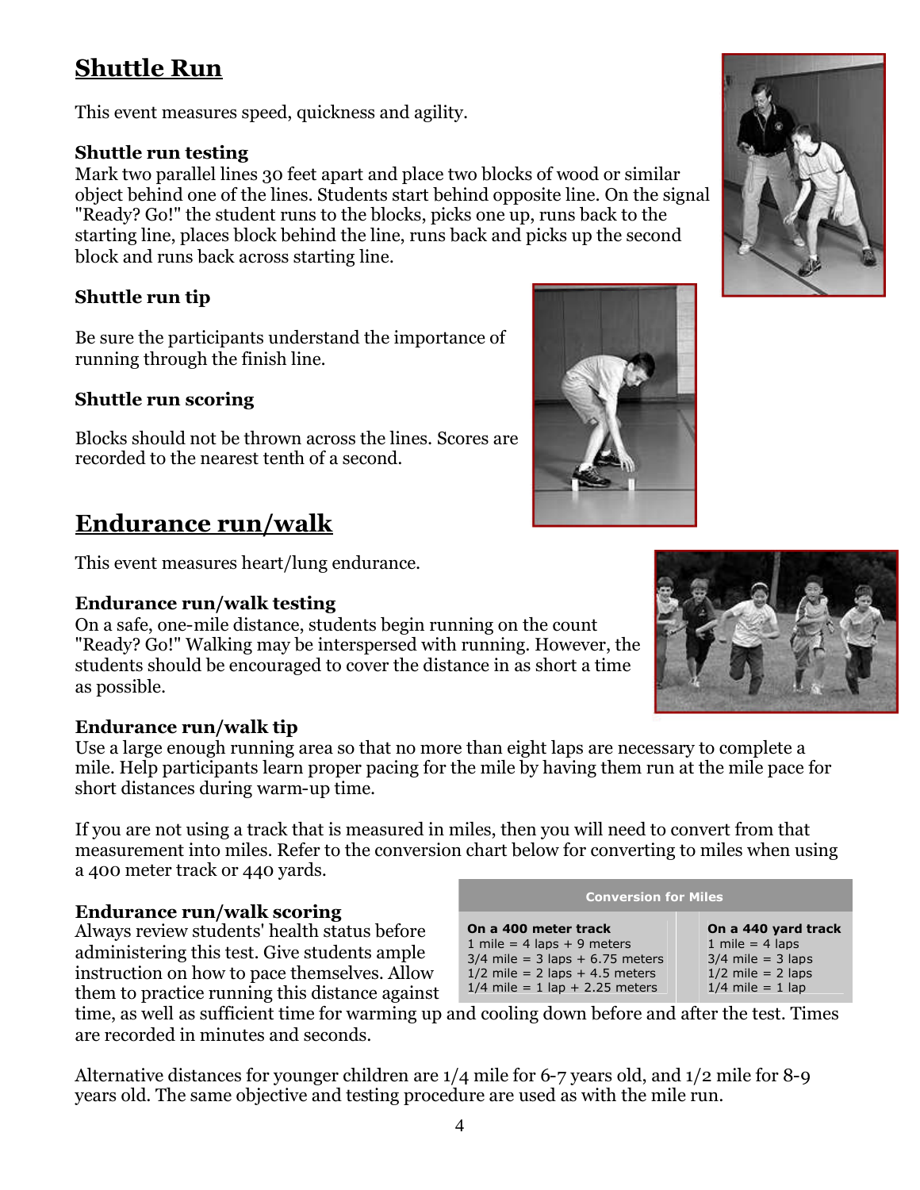## Shuttle Run

This event measures speed, quickness and agility.

### Shuttle run testing

Mark two parallel lines 30 feet apart and place two blocks of wood or similar object behind one of the lines. Students start behind opposite line. On the signal "Ready? Go!" the student runs to the blocks, picks one up, runs back to the starting line, places block behind the line, runs back and picks up the second block and runs back across starting line.

### Shuttle run tip

Be sure the participants understand the importance of running through the finish line.

### Shuttle run scoring

Blocks should not be thrown across the lines. Scores are recorded to the nearest tenth of a second.

## Endurance run/walk

This event measures heart/lung endurance.

### Endurance run/walk testing

On a safe, one-mile distance, students begin running on the count "Ready? Go!" Walking may be interspersed with running. However, the students should be encouraged to cover the distance in as short a time as possible.

### Endurance run/walk tip

Use a large enough running area so that no more than eight laps are necessary to complete a mile. Help participants learn proper pacing for the mile by having them run at the mile pace for short distances during warm-up time.

If you are not using a track that is measured in miles, then you will need to convert from that measurement into miles. Refer to the conversion chart below for converting to miles when using a 400 meter track or 440 yards.

| Conversion for Miles | |
|---|---|
| **On a 400 meter track** | **On a 440 yard track** |
| 1 mile = 4 laps + 9 meters | 1 mile = 4 laps |
| 3/4 mile = 3 laps + 6.75 meters | 3/4 mile = 3 laps |
| 1/2 mile = 2 laps + 4.5 meters | 1/2 mile = 2 laps |
| 1/4 mile = 1 lap + 2.25 meters | 1/4 mile = 1 lap |

### Endurance run/walk scoring

Always review students' health status before administering this test. Give students ample instruction on how to pace themselves. Allow them to practice running this distance against time, as well as sufficient time for warming up and cooling down before and after the test. Times are recorded in minutes and seconds.

Alternative distances for younger children are 1/4 mile for 6-7 years old, and 1/2 mile for 8-9 years old. The same objective and testing procedure are used as with the mile run.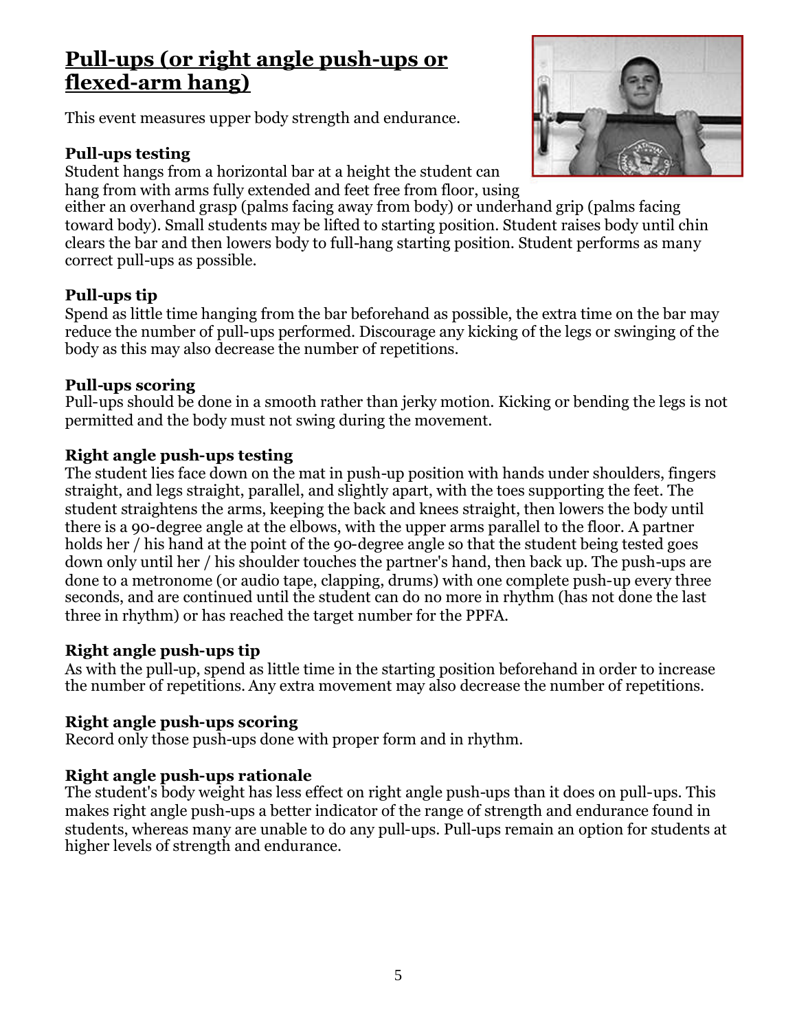## Pull-ups (or right angle push-ups or flexed-arm hang)

This event measures upper body strength and endurance.

**Pull-ups testing**
Student hangs from a horizontal bar at a height the student can hang from with arms fully extended and feet free from floor, using either an overhand grasp (palms facing away from body) or underhand grip (palms facing toward body). Small students may be lifted to starting position. Student raises body until chin clears the bar and then lowers body to full-hang starting position. Student performs as many correct pull-ups as possible.

**Pull-ups tip**
Spend as little time hanging from the bar beforehand as possible, the extra time on the bar may reduce the number of pull-ups performed. Discourage any kicking of the legs or swinging of the body as this may also decrease the number of repetitions.

**Pull-ups scoring**
Pull-ups should be done in a smooth rather than jerky motion. Kicking or bending the legs is not permitted and the body must not swing during the movement.

**Right angle push-ups testing**
The student lies face down on the mat in push-up position with hands under shoulders, fingers straight, and legs straight, parallel, and slightly apart, with the toes supporting the feet. The student straightens the arms, keeping the back and knees straight, then lowers the body until there is a 90-degree angle at the elbows, with the upper arms parallel to the floor. A partner holds her / his hand at the point of the 90-degree angle so that the student being tested goes down only until her / his shoulder touches the partner's hand, then back up. The push-ups are done to a metronome (or audio tape, clapping, drums) with one complete push-up every three seconds, and are continued until the student can do no more in rhythm (has not done the last three in rhythm) or has reached the target number for the PPFA.

**Right angle push-ups tip**
As with the pull-up, spend as little time in the starting position beforehand in order to increase the number of repetitions. Any extra movement may also decrease the number of repetitions.

**Right angle push-ups scoring**
Record only those push-ups done with proper form and in rhythm.

**Right angle push-ups rationale**
The student's body weight has less effect on right angle push-ups than it does on pull-ups. This makes right angle push-ups a better indicator of the range of strength and endurance found in students, whereas many are unable to do any pull-ups. Pull-ups remain an option for students at higher levels of strength and endurance.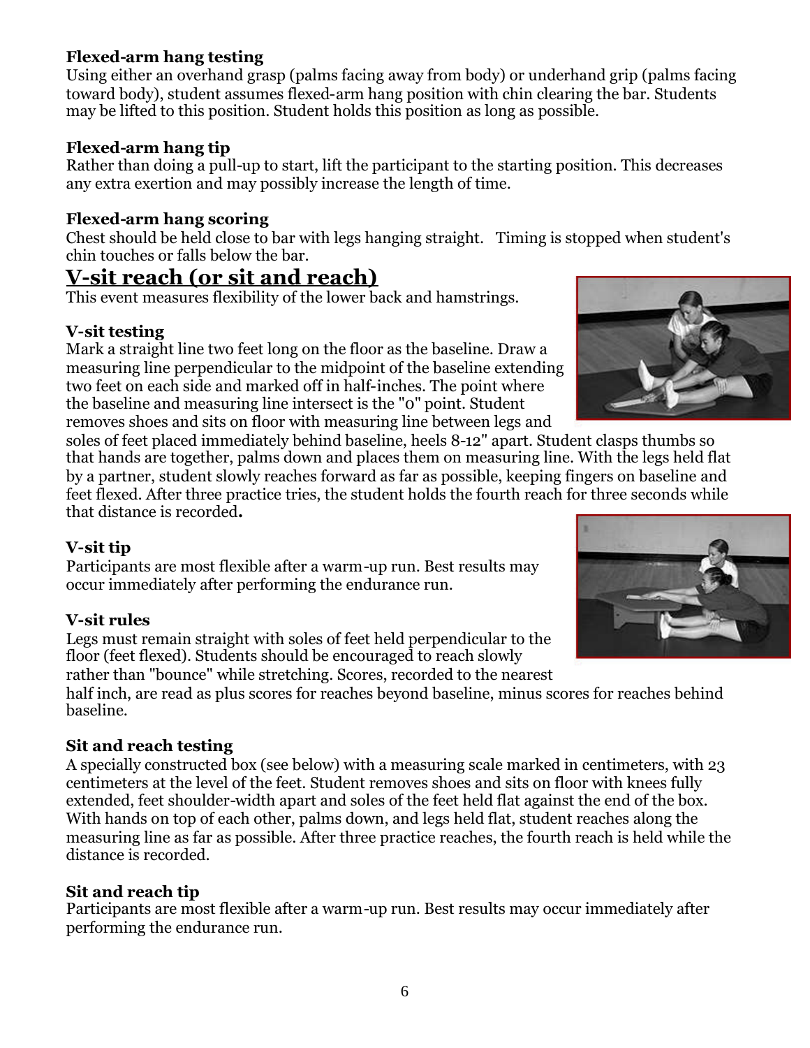**Flexed-arm hang testing**
Using either an overhand grasp (palms facing away from body) or underhand grip (palms facing toward body), student assumes flexed-arm hang position with chin clearing the bar. Students may be lifted to this position. Student holds this position as long as possible.

**Flexed-arm hang tip**
Rather than doing a pull-up to start, lift the participant to the starting position. This decreases any extra exertion and may possibly increase the length of time.

**Flexed-arm hang scoring**
Chest should be held close to bar with legs hanging straight. Timing is stopped when student's chin touches or falls below the bar.

## V-sit reach (or sit and reach)

This event measures flexibility of the lower back and hamstrings.

**V-sit testing**
Mark a straight line two feet long on the floor as the baseline. Draw a measuring line perpendicular to the midpoint of the baseline extending two feet on each side and marked off in half-inches. The point where the baseline and measuring line intersect is the "0" point. Student removes shoes and sits on floor with measuring line between legs and soles of feet placed immediately behind baseline, heels 8-12" apart. Student clasps thumbs so that hands are together, palms down and places them on measuring line. With the legs held flat by a partner, student slowly reaches forward as far as possible, keeping fingers on baseline and feet flexed. After three practice tries, the student holds the fourth reach for three seconds while that distance is recorded**.**

**V-sit tip**
Participants are most flexible after a warm-up run. Best results may occur immediately after performing the endurance run.

**V-sit rules**
Legs must remain straight with soles of feet held perpendicular to the floor (feet flexed). Students should be encouraged to reach slowly rather than "bounce" while stretching. Scores, recorded to the nearest half inch, are read as plus scores for reaches beyond baseline, minus scores for reaches behind baseline.

**Sit and reach testing**
A specially constructed box (see below) with a measuring scale marked in centimeters, with 23 centimeters at the level of the feet. Student removes shoes and sits on floor with knees fully extended, feet shoulder-width apart and soles of the feet held flat against the end of the box. With hands on top of each other, palms down, and legs held flat, student reaches along the measuring line as far as possible. After three practice reaches, the fourth reach is held while the distance is recorded.

**Sit and reach tip**
Participants are most flexible after a warm-up run. Best results may occur immediately after performing the endurance run.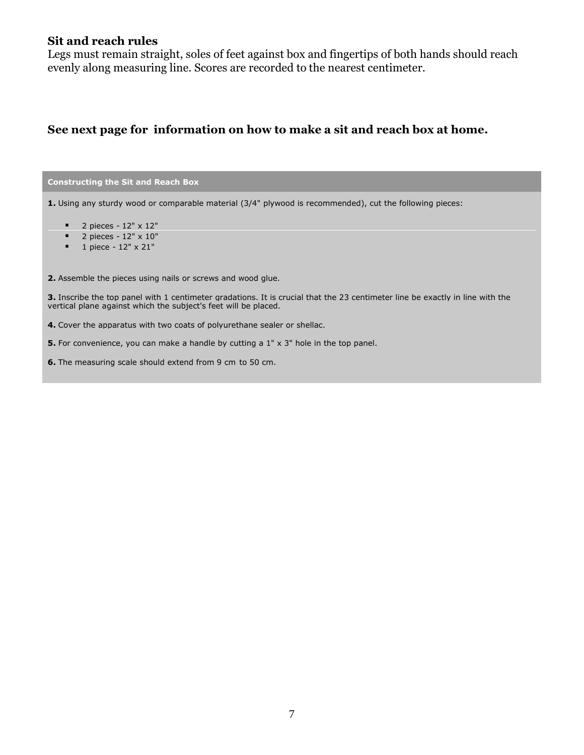## Sit and reach rules

Legs must remain straight, soles of feet against box and fingertips of both hands should reach evenly along measuring line. Scores are recorded to the nearest centimeter.

**See next page for information on how to make a sit and reach box at home.**

### Constructing the Sit and Reach Box

**1.** Using any sturdy wood or comparable material (3/4" plywood is recommended), cut the following pieces:

- 2 pieces - 12" x 12"
- 2 pieces - 12" x 10"
- 1 piece - 12" x 21"

**2.** Assemble the pieces using nails or screws and wood glue.

**3.** Inscribe the top panel with 1 centimeter gradations. It is crucial that the 23 centimeter line be exactly in line with the vertical plane against which the subject's feet will be placed.

**4.** Cover the apparatus with two coats of polyurethane sealer or shellac.

**5.** For convenience, you can make a handle by cutting a 1" x 3" hole in the top panel.

**6.** The measuring scale should extend from 9 cm to 50 cm.